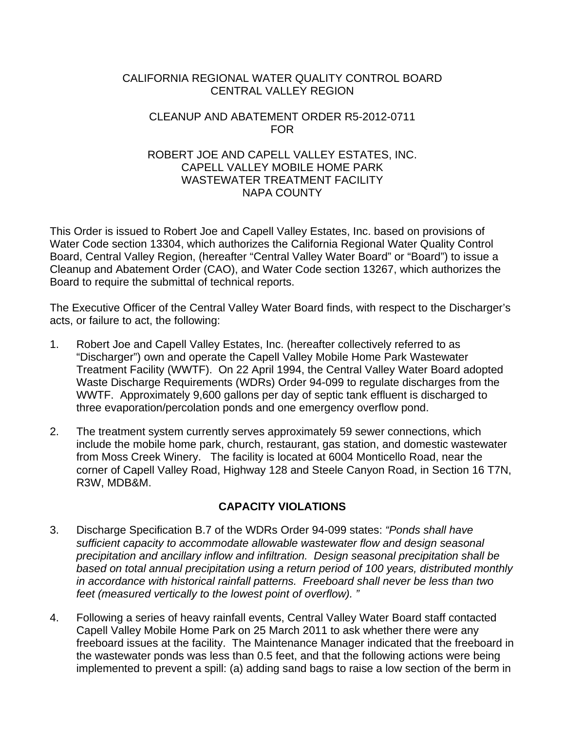CALIFORNIA REGIONAL WATER QUALITY CONTROL BOARD
CENTRAL VALLEY REGION

CLEANUP AND ABATEMENT ORDER R5-2012-0711
FOR

ROBERT JOE AND CAPELL VALLEY ESTATES, INC.
CAPELL VALLEY MOBILE HOME PARK
WASTEWATER TREATMENT FACILITY
NAPA COUNTY

This Order is issued to Robert Joe and Capell Valley Estates, Inc. based on provisions of Water Code section 13304, which authorizes the California Regional Water Quality Control Board, Central Valley Region, (hereafter "Central Valley Water Board" or "Board") to issue a Cleanup and Abatement Order (CAO), and Water Code section 13267, which authorizes the Board to require the submittal of technical reports.

The Executive Officer of the Central Valley Water Board finds, with respect to the Discharger's acts, or failure to act, the following:

1. Robert Joe and Capell Valley Estates, Inc. (hereafter collectively referred to as "Discharger") own and operate the Capell Valley Mobile Home Park Wastewater Treatment Facility (WWTF). On 22 April 1994, the Central Valley Water Board adopted Waste Discharge Requirements (WDRs) Order 94-099 to regulate discharges from the WWTF. Approximately 9,600 gallons per day of septic tank effluent is discharged to three evaporation/percolation ponds and one emergency overflow pond.

2. The treatment system currently serves approximately 59 sewer connections, which include the mobile home park, church, restaurant, gas station, and domestic wastewater from Moss Creek Winery. The facility is located at 6004 Monticello Road, near the corner of Capell Valley Road, Highway 128 and Steele Canyon Road, in Section 16 T7N, R3W, MDB&M.

## CAPACITY VIOLATIONS

3. Discharge Specification B.7 of the WDRs Order 94-099 states: *"Ponds shall have sufficient capacity to accommodate allowable wastewater flow and design seasonal precipitation and ancillary inflow and infiltration. Design seasonal precipitation shall be based on total annual precipitation using a return period of 100 years, distributed monthly in accordance with historical rainfall patterns. Freeboard shall never be less than two feet (measured vertically to the lowest point of overflow). "*

4. Following a series of heavy rainfall events, Central Valley Water Board staff contacted Capell Valley Mobile Home Park on 25 March 2011 to ask whether there were any freeboard issues at the facility. The Maintenance Manager indicated that the freeboard in the wastewater ponds was less than 0.5 feet, and that the following actions were being implemented to prevent a spill: (a) adding sand bags to raise a low section of the berm in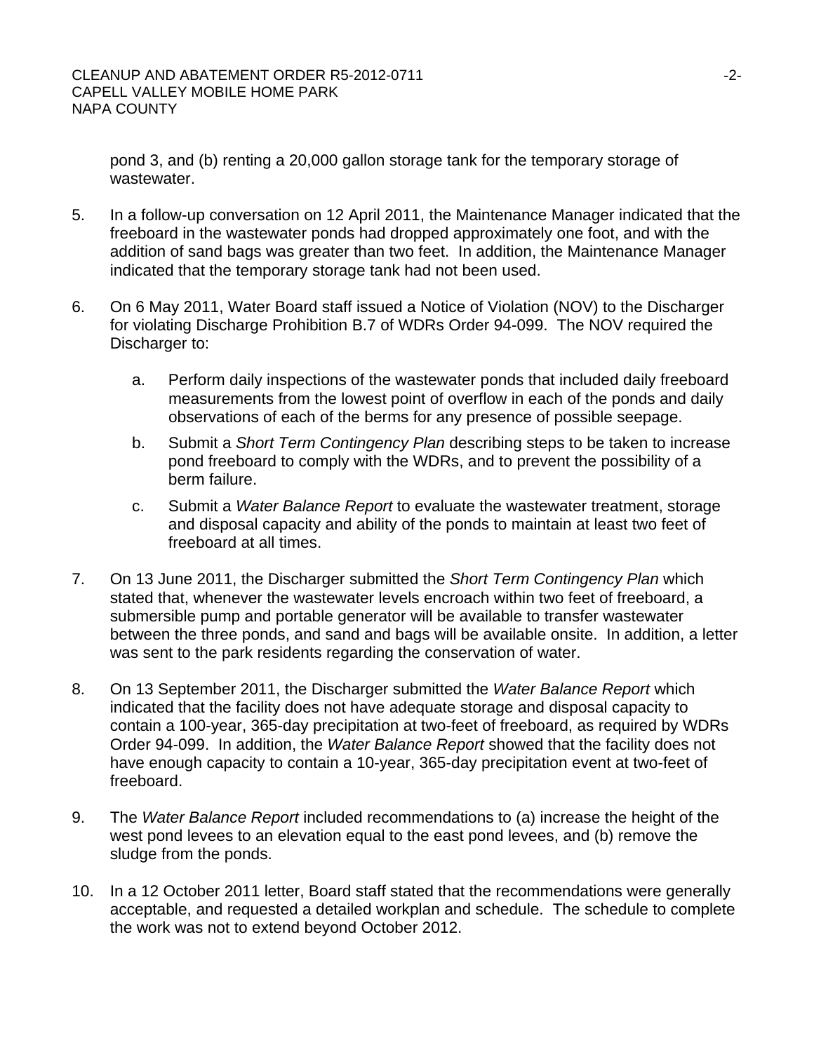pond 3, and (b) renting a 20,000 gallon storage tank for the temporary storage of wastewater.

5. In a follow-up conversation on 12 April 2011, the Maintenance Manager indicated that the freeboard in the wastewater ponds had dropped approximately one foot, and with the addition of sand bags was greater than two feet. In addition, the Maintenance Manager indicated that the temporary storage tank had not been used.

6. On 6 May 2011, Water Board staff issued a Notice of Violation (NOV) to the Discharger for violating Discharge Prohibition B.7 of WDRs Order 94-099. The NOV required the Discharger to:

   a. Perform daily inspections of the wastewater ponds that included daily freeboard measurements from the lowest point of overflow in each of the ponds and daily observations of each of the berms for any presence of possible seepage.

   b. Submit a *Short Term Contingency Plan* describing steps to be taken to increase pond freeboard to comply with the WDRs, and to prevent the possibility of a berm failure.

   c. Submit a *Water Balance Report* to evaluate the wastewater treatment, storage and disposal capacity and ability of the ponds to maintain at least two feet of freeboard at all times.

7. On 13 June 2011, the Discharger submitted the *Short Term Contingency Plan* which stated that, whenever the wastewater levels encroach within two feet of freeboard, a submersible pump and portable generator will be available to transfer wastewater between the three ponds, and sand and bags will be available onsite. In addition, a letter was sent to the park residents regarding the conservation of water.

8. On 13 September 2011, the Discharger submitted the *Water Balance Report* which indicated that the facility does not have adequate storage and disposal capacity to contain a 100-year, 365-day precipitation at two-feet of freeboard, as required by WDRs Order 94-099. In addition, the *Water Balance Report* showed that the facility does not have enough capacity to contain a 10-year, 365-day precipitation event at two-feet of freeboard.

9. The *Water Balance Report* included recommendations to (a) increase the height of the west pond levees to an elevation equal to the east pond levees, and (b) remove the sludge from the ponds.

10. In a 12 October 2011 letter, Board staff stated that the recommendations were generally acceptable, and requested a detailed workplan and schedule. The schedule to complete the work was not to extend beyond October 2012.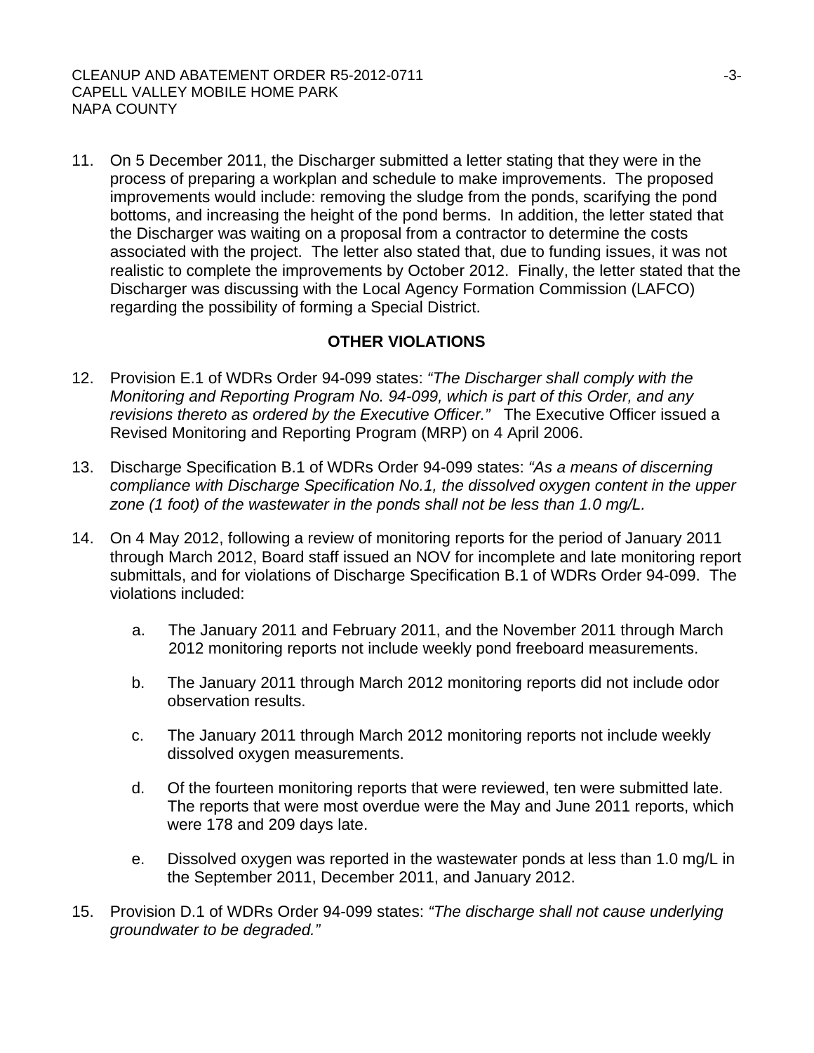11. On 5 December 2011, the Discharger submitted a letter stating that they were in the process of preparing a workplan and schedule to make improvements. The proposed improvements would include: removing the sludge from the ponds, scarifying the pond bottoms, and increasing the height of the pond berms. In addition, the letter stated that the Discharger was waiting on a proposal from a contractor to determine the costs associated with the project. The letter also stated that, due to funding issues, it was not realistic to complete the improvements by October 2012. Finally, the letter stated that the Discharger was discussing with the Local Agency Formation Commission (LAFCO) regarding the possibility of forming a Special District.

## OTHER VIOLATIONS

12. Provision E.1 of WDRs Order 94-099 states: *"The Discharger shall comply with the Monitoring and Reporting Program No. 94-099, which is part of this Order, and any revisions thereto as ordered by the Executive Officer."* The Executive Officer issued a Revised Monitoring and Reporting Program (MRP) on 4 April 2006.

13. Discharge Specification B.1 of WDRs Order 94-099 states: *"As a means of discerning compliance with Discharge Specification No.1, the dissolved oxygen content in the upper zone (1 foot) of the wastewater in the ponds shall not be less than 1.0 mg/L.*

14. On 4 May 2012, following a review of monitoring reports for the period of January 2011 through March 2012, Board staff issued an NOV for incomplete and late monitoring report submittals, and for violations of Discharge Specification B.1 of WDRs Order 94-099. The violations included:

    a. The January 2011 and February 2011, and the November 2011 through March 2012 monitoring reports not include weekly pond freeboard measurements.

    b. The January 2011 through March 2012 monitoring reports did not include odor observation results.

    c. The January 2011 through March 2012 monitoring reports not include weekly dissolved oxygen measurements.

    d. Of the fourteen monitoring reports that were reviewed, ten were submitted late. The reports that were most overdue were the May and June 2011 reports, which were 178 and 209 days late.

    e. Dissolved oxygen was reported in the wastewater ponds at less than 1.0 mg/L in the September 2011, December 2011, and January 2012.

15. Provision D.1 of WDRs Order 94-099 states: *"The discharge shall not cause underlying groundwater to be degraded."*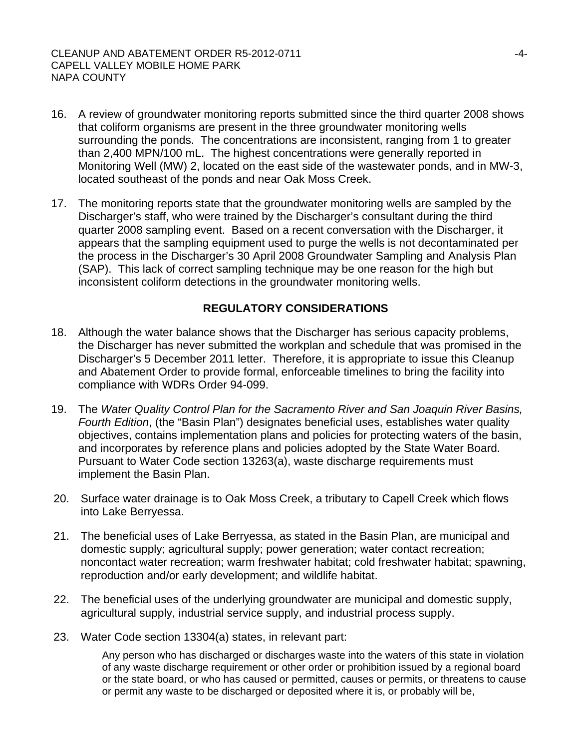16. A review of groundwater monitoring reports submitted since the third quarter 2008 shows that coliform organisms are present in the three groundwater monitoring wells surrounding the ponds. The concentrations are inconsistent, ranging from 1 to greater than 2,400 MPN/100 mL. The highest concentrations were generally reported in Monitoring Well (MW) 2, located on the east side of the wastewater ponds, and in MW-3, located southeast of the ponds and near Oak Moss Creek.

17. The monitoring reports state that the groundwater monitoring wells are sampled by the Discharger's staff, who were trained by the Discharger's consultant during the third quarter 2008 sampling event. Based on a recent conversation with the Discharger, it appears that the sampling equipment used to purge the wells is not decontaminated per the process in the Discharger's 30 April 2008 Groundwater Sampling and Analysis Plan (SAP). This lack of correct sampling technique may be one reason for the high but inconsistent coliform detections in the groundwater monitoring wells.

## REGULATORY CONSIDERATIONS

18. Although the water balance shows that the Discharger has serious capacity problems, the Discharger has never submitted the workplan and schedule that was promised in the Discharger's 5 December 2011 letter. Therefore, it is appropriate to issue this Cleanup and Abatement Order to provide formal, enforceable timelines to bring the facility into compliance with WDRs Order 94-099.

19. The *Water Quality Control Plan for the Sacramento River and San Joaquin River Basins, Fourth Edition*, (the "Basin Plan") designates beneficial uses, establishes water quality objectives, contains implementation plans and policies for protecting waters of the basin, and incorporates by reference plans and policies adopted by the State Water Board. Pursuant to Water Code section 13263(a), waste discharge requirements must implement the Basin Plan.

20. Surface water drainage is to Oak Moss Creek, a tributary to Capell Creek which flows into Lake Berryessa.

21. The beneficial uses of Lake Berryessa, as stated in the Basin Plan, are municipal and domestic supply; agricultural supply; power generation; water contact recreation; noncontact water recreation; warm freshwater habitat; cold freshwater habitat; spawning, reproduction and/or early development; and wildlife habitat.

22. The beneficial uses of the underlying groundwater are municipal and domestic supply, agricultural supply, industrial service supply, and industrial process supply.

23. Water Code section 13304(a) states, in relevant part:

    Any person who has discharged or discharges waste into the waters of this state in violation of any waste discharge requirement or other order or prohibition issued by a regional board or the state board, or who has caused or permitted, causes or permits, or threatens to cause or permit any waste to be discharged or deposited where it is, or probably will be,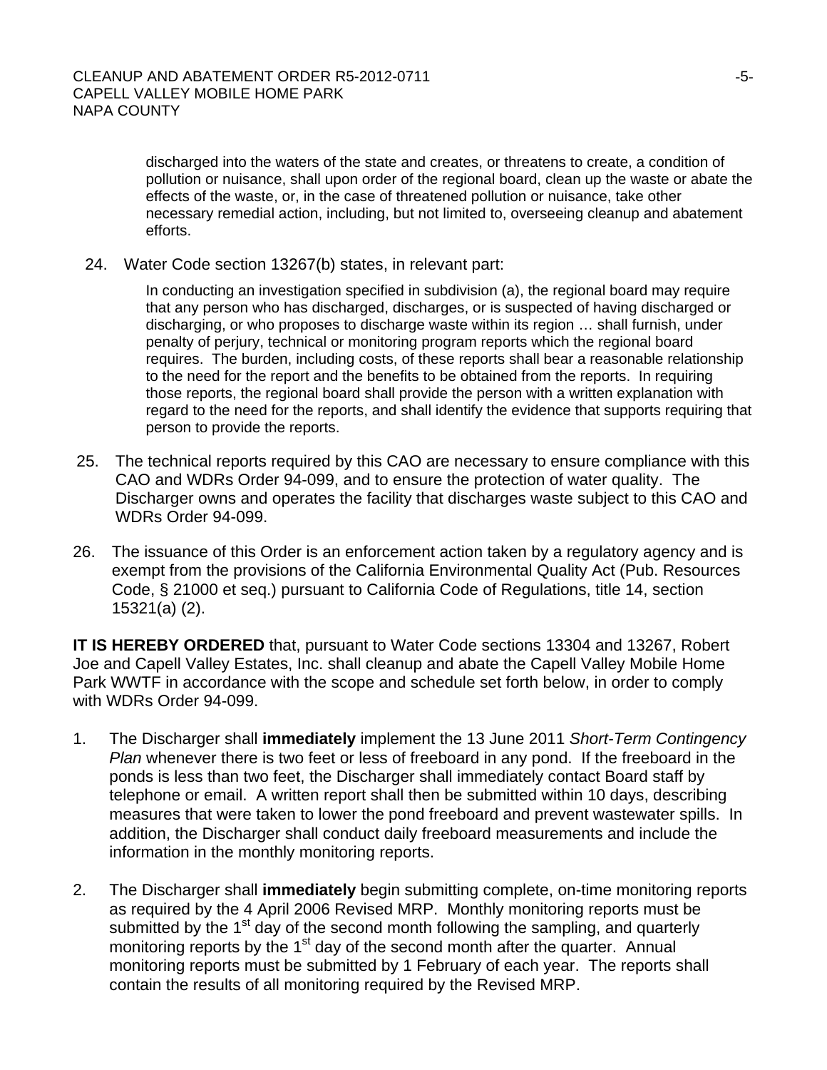> discharged into the waters of the state and creates, or threatens to create, a condition of pollution or nuisance, shall upon order of the regional board, clean up the waste or abate the effects of the waste, or, in the case of threatened pollution or nuisance, take other necessary remedial action, including, but not limited to, overseeing cleanup and abatement efforts.

24. Water Code section 13267(b) states, in relevant part:

> In conducting an investigation specified in subdivision (a), the regional board may require that any person who has discharged, discharges, or is suspected of having discharged or discharging, or who proposes to discharge waste within its region … shall furnish, under penalty of perjury, technical or monitoring program reports which the regional board requires. The burden, including costs, of these reports shall bear a reasonable relationship to the need for the report and the benefits to be obtained from the reports. In requiring those reports, the regional board shall provide the person with a written explanation with regard to the need for the reports, and shall identify the evidence that supports requiring that person to provide the reports.

25. The technical reports required by this CAO are necessary to ensure compliance with this CAO and WDRs Order 94-099, and to ensure the protection of water quality. The Discharger owns and operates the facility that discharges waste subject to this CAO and WDRs Order 94-099.

26. The issuance of this Order is an enforcement action taken by a regulatory agency and is exempt from the provisions of the California Environmental Quality Act (Pub. Resources Code, § 21000 et seq.) pursuant to California Code of Regulations, title 14, section 15321(a) (2).

**IT IS HEREBY ORDERED** that, pursuant to Water Code sections 13304 and 13267, Robert Joe and Capell Valley Estates, Inc. shall cleanup and abate the Capell Valley Mobile Home Park WWTF in accordance with the scope and schedule set forth below, in order to comply with WDRs Order 94-099.

1. The Discharger shall **immediately** implement the 13 June 2011 *Short-Term Contingency Plan* whenever there is two feet or less of freeboard in any pond. If the freeboard in the ponds is less than two feet, the Discharger shall immediately contact Board staff by telephone or email. A written report shall then be submitted within 10 days, describing measures that were taken to lower the pond freeboard and prevent wastewater spills. In addition, the Discharger shall conduct daily freeboard measurements and include the information in the monthly monitoring reports.

2. The Discharger shall **immediately** begin submitting complete, on-time monitoring reports as required by the 4 April 2006 Revised MRP. Monthly monitoring reports must be submitted by the 1st day of the second month following the sampling, and quarterly monitoring reports by the 1st day of the second month after the quarter. Annual monitoring reports must be submitted by 1 February of each year. The reports shall contain the results of all monitoring required by the Revised MRP.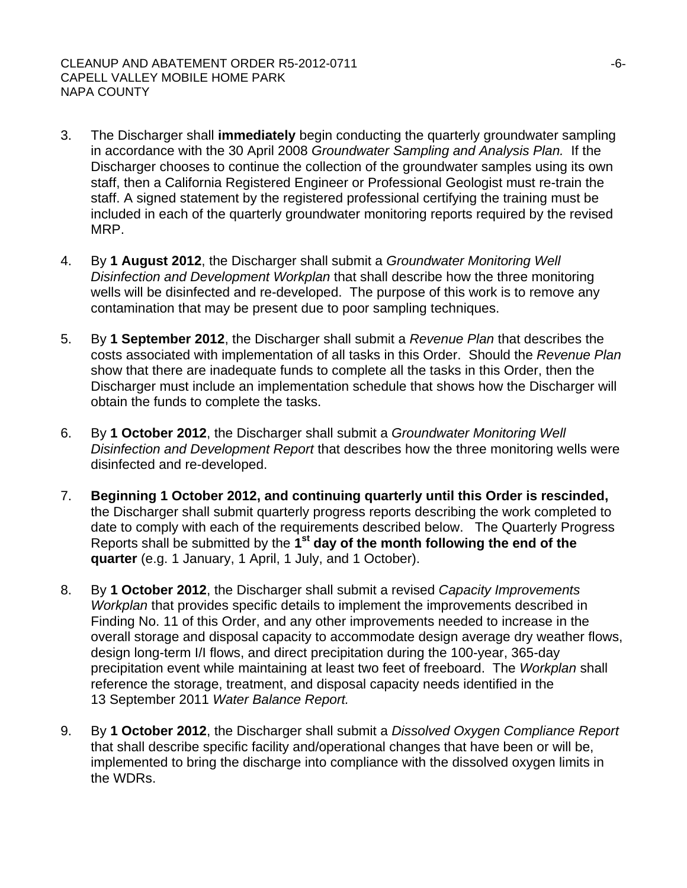3. The Discharger shall **immediately** begin conducting the quarterly groundwater sampling in accordance with the 30 April 2008 *Groundwater Sampling and Analysis Plan.* If the Discharger chooses to continue the collection of the groundwater samples using its own staff, then a California Registered Engineer or Professional Geologist must re-train the staff. A signed statement by the registered professional certifying the training must be included in each of the quarterly groundwater monitoring reports required by the revised MRP.

4. By **1 August 2012**, the Discharger shall submit a *Groundwater Monitoring Well Disinfection and Development Workplan* that shall describe how the three monitoring wells will be disinfected and re-developed. The purpose of this work is to remove any contamination that may be present due to poor sampling techniques.

5. By **1 September 2012**, the Discharger shall submit a *Revenue Plan* that describes the costs associated with implementation of all tasks in this Order. Should the *Revenue Plan* show that there are inadequate funds to complete all the tasks in this Order, then the Discharger must include an implementation schedule that shows how the Discharger will obtain the funds to complete the tasks.

6. By **1 October 2012**, the Discharger shall submit a *Groundwater Monitoring Well Disinfection and Development Report* that describes how the three monitoring wells were disinfected and re-developed.

7. **Beginning 1 October 2012, and continuing quarterly until this Order is rescinded,** the Discharger shall submit quarterly progress reports describing the work completed to date to comply with each of the requirements described below. The Quarterly Progress Reports shall be submitted by the **1st day of the month following the end of the quarter** (e.g. 1 January, 1 April, 1 July, and 1 October).

8. By **1 October 2012**, the Discharger shall submit a revised *Capacity Improvements Workplan* that provides specific details to implement the improvements described in Finding No. 11 of this Order, and any other improvements needed to increase in the overall storage and disposal capacity to accommodate design average dry weather flows, design long-term I/I flows, and direct precipitation during the 100-year, 365-day precipitation event while maintaining at least two feet of freeboard. The *Workplan* shall reference the storage, treatment, and disposal capacity needs identified in the 13 September 2011 *Water Balance Report.*

9. By **1 October 2012**, the Discharger shall submit a *Dissolved Oxygen Compliance Report* that shall describe specific facility and/operational changes that have been or will be, implemented to bring the discharge into compliance with the dissolved oxygen limits in the WDRs.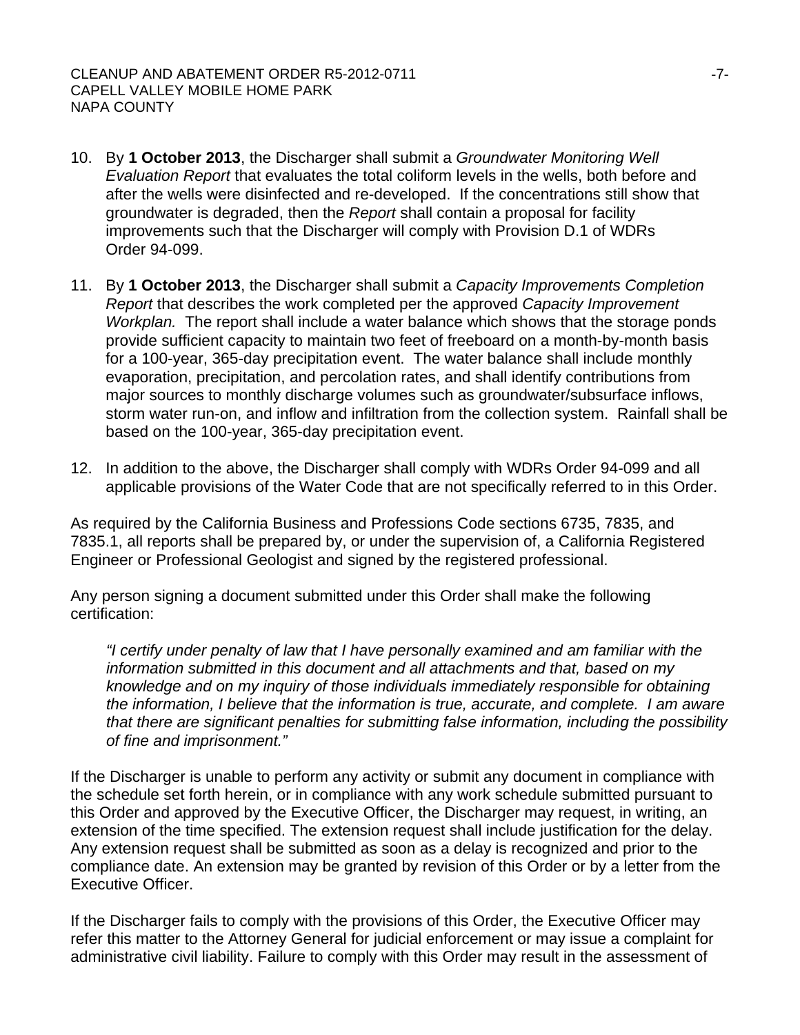10. By **1 October 2013**, the Discharger shall submit a *Groundwater Monitoring Well Evaluation Report* that evaluates the total coliform levels in the wells, both before and after the wells were disinfected and re-developed. If the concentrations still show that groundwater is degraded, then the *Report* shall contain a proposal for facility improvements such that the Discharger will comply with Provision D.1 of WDRs Order 94-099.

11. By **1 October 2013**, the Discharger shall submit a *Capacity Improvements Completion Report* that describes the work completed per the approved *Capacity Improvement Workplan.* The report shall include a water balance which shows that the storage ponds provide sufficient capacity to maintain two feet of freeboard on a month-by-month basis for a 100-year, 365-day precipitation event. The water balance shall include monthly evaporation, precipitation, and percolation rates, and shall identify contributions from major sources to monthly discharge volumes such as groundwater/subsurface inflows, storm water run-on, and inflow and infiltration from the collection system. Rainfall shall be based on the 100-year, 365-day precipitation event.

12. In addition to the above, the Discharger shall comply with WDRs Order 94-099 and all applicable provisions of the Water Code that are not specifically referred to in this Order.

As required by the California Business and Professions Code sections 6735, 7835, and 7835.1, all reports shall be prepared by, or under the supervision of, a California Registered Engineer or Professional Geologist and signed by the registered professional.

Any person signing a document submitted under this Order shall make the following certification:

> *"I certify under penalty of law that I have personally examined and am familiar with the information submitted in this document and all attachments and that, based on my knowledge and on my inquiry of those individuals immediately responsible for obtaining the information, I believe that the information is true, accurate, and complete. I am aware that there are significant penalties for submitting false information, including the possibility of fine and imprisonment."*

If the Discharger is unable to perform any activity or submit any document in compliance with the schedule set forth herein, or in compliance with any work schedule submitted pursuant to this Order and approved by the Executive Officer, the Discharger may request, in writing, an extension of the time specified. The extension request shall include justification for the delay. Any extension request shall be submitted as soon as a delay is recognized and prior to the compliance date. An extension may be granted by revision of this Order or by a letter from the Executive Officer.

If the Discharger fails to comply with the provisions of this Order, the Executive Officer may refer this matter to the Attorney General for judicial enforcement or may issue a complaint for administrative civil liability. Failure to comply with this Order may result in the assessment of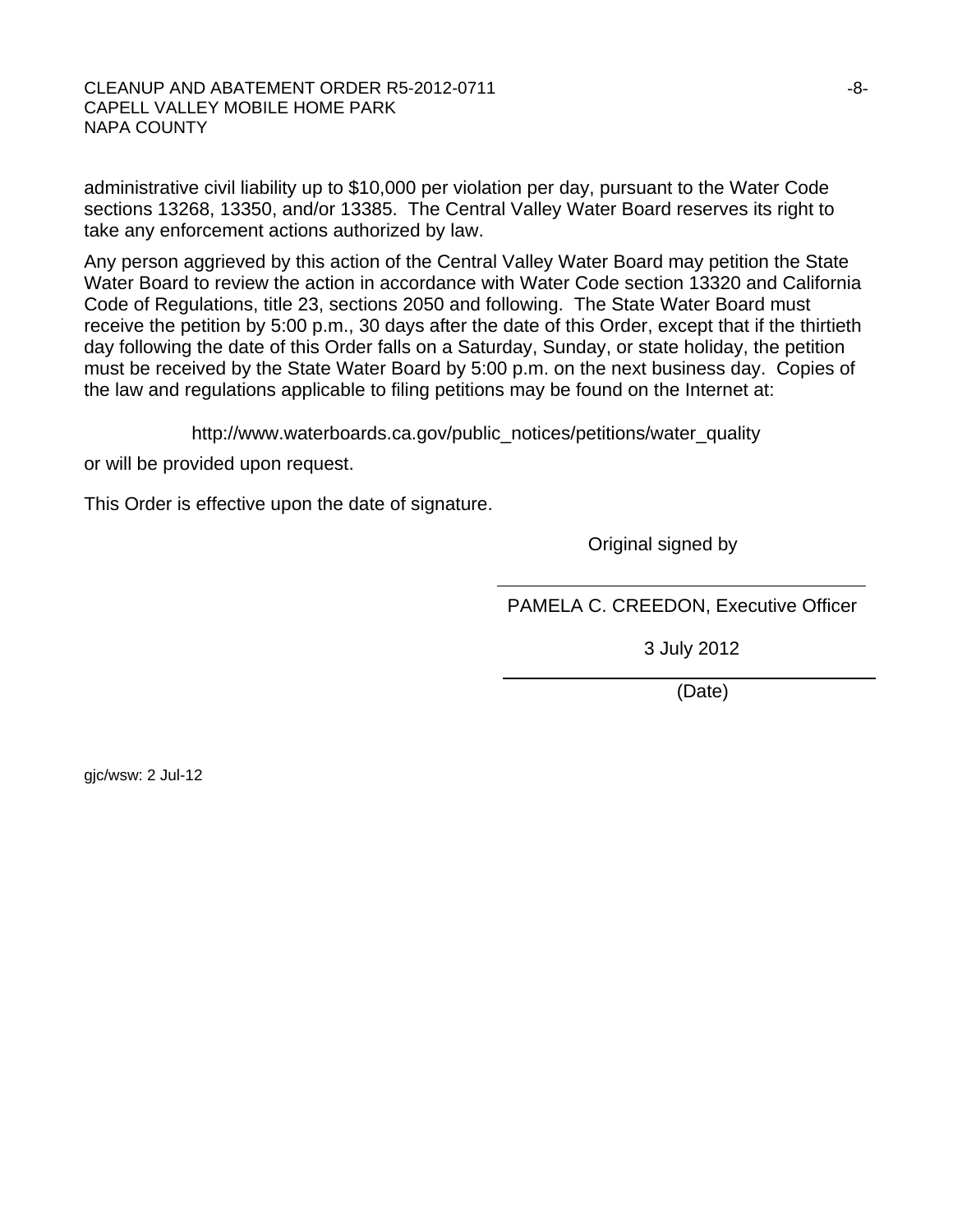administrative civil liability up to $10,000 per violation per day, pursuant to the Water Code sections 13268, 13350, and/or 13385. The Central Valley Water Board reserves its right to take any enforcement actions authorized by law.

Any person aggrieved by this action of the Central Valley Water Board may petition the State Water Board to review the action in accordance with Water Code section 13320 and California Code of Regulations, title 23, sections 2050 and following. The State Water Board must receive the petition by 5:00 p.m., 30 days after the date of this Order, except that if the thirtieth day following the date of this Order falls on a Saturday, Sunday, or state holiday, the petition must be received by the State Water Board by 5:00 p.m. on the next business day. Copies of the law and regulations applicable to filing petitions may be found on the Internet at:

http://www.waterboards.ca.gov/public_notices/petitions/water_quality

or will be provided upon request.

This Order is effective upon the date of signature.

Original signed by

PAMELA C. CREEDON, Executive Officer

3 July 2012

(Date)

gjc/wsw: 2 Jul-12